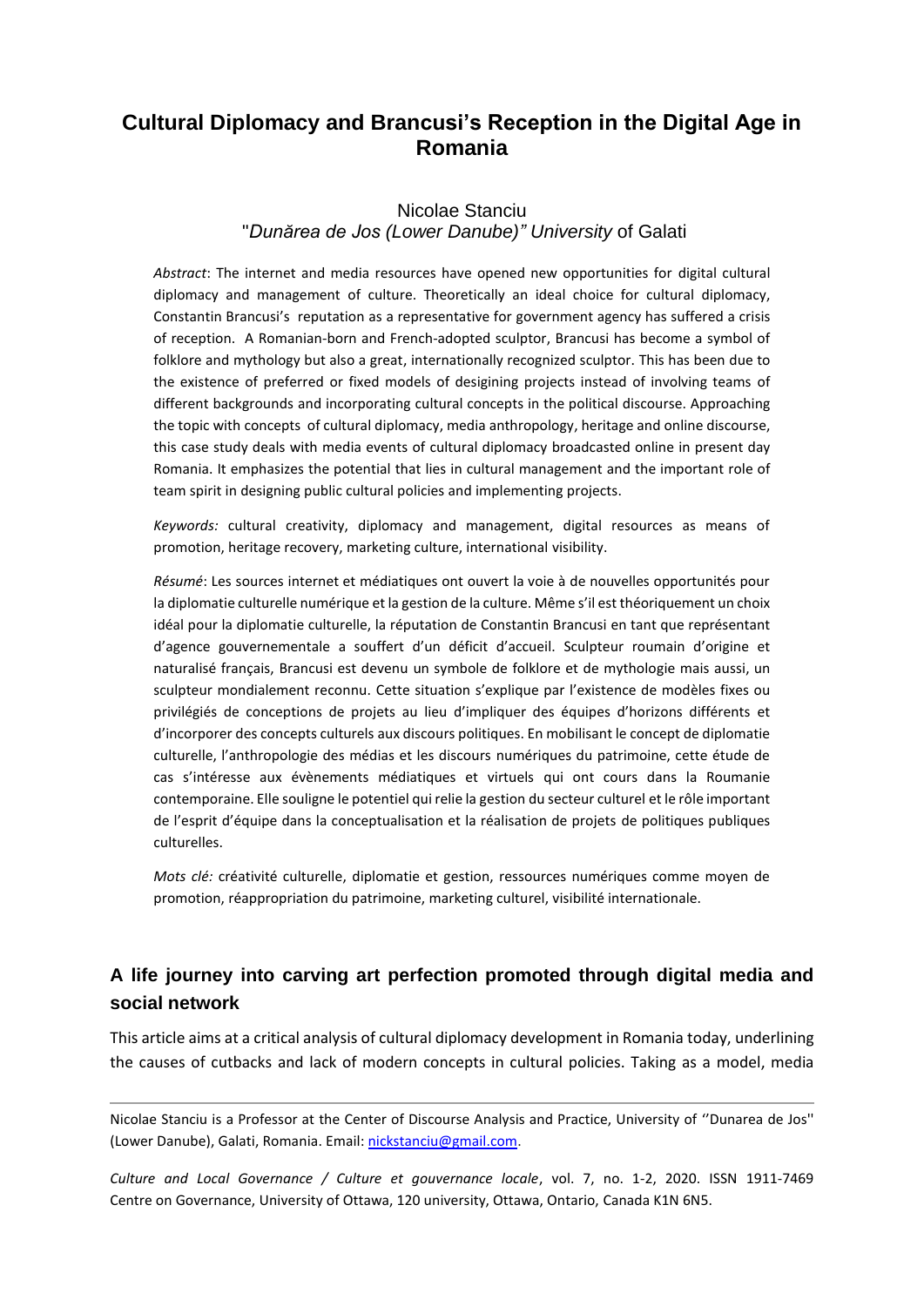# Cultural Diplomacy and Brancusi's Reception in the Digital Age in Romania

Nicolae Stanciu
"*Dunărea de Jos (Lower Danube)" University* of Galati

*Abstract*: The internet and media resources have opened new opportunities for digital cultural diplomacy and management of culture. Theoretically an ideal choice for cultural diplomacy, Constantin Brancusi's reputation as a representative for government agency has suffered a crisis of reception. A Romanian-born and French-adopted sculptor, Brancusi has become a symbol of folklore and mythology but also a great, internationally recognized sculptor. This has been due to the existence of preferred or fixed models of desigining projects instead of involving teams of different backgrounds and incorporating cultural concepts in the political discourse. Approaching the topic with concepts of cultural diplomacy, media anthropology, heritage and online discourse, this case study deals with media events of cultural diplomacy broadcasted online in present day Romania. It emphasizes the potential that lies in cultural management and the important role of team spirit in designing public cultural policies and implementing projects.

*Keywords:* cultural creativity, diplomacy and management, digital resources as means of promotion, heritage recovery, marketing culture, international visibility.

*Résumé*: Les sources internet et médiatiques ont ouvert la voie à de nouvelles opportunités pour la diplomatie culturelle numérique et la gestion de la culture. Même s'il est théoriquement un choix idéal pour la diplomatie culturelle, la réputation de Constantin Brancusi en tant que représentant d'agence gouvernementale a souffert d'un déficit d'accueil. Sculpteur roumain d'origine et naturalisé français, Brancusi est devenu un symbole de folklore et de mythologie mais aussi, un sculpteur mondialement reconnu. Cette situation s'explique par l'existence de modèles fixes ou privilégiés de conceptions de projets au lieu d'impliquer des équipes d'horizons différents et d'incorporer des concepts culturels aux discours politiques. En mobilisant le concept de diplomatie culturelle, l'anthropologie des médias et les discours numériques du patrimoine, cette étude de cas s'intéresse aux évènements médiatiques et virtuels qui ont cours dans la Roumanie contemporaine. Elle souligne le potentiel qui relie la gestion du secteur culturel et le rôle important de l'esprit d'équipe dans la conceptualisation et la réalisation de projets de politiques publiques culturelles.

*Mots clé:* créativité culturelle, diplomatie et gestion, ressources numériques comme moyen de promotion, réappropriation du patrimoine, marketing culturel, visibilité internationale.

## A life journey into carving art perfection promoted through digital media and social network

This article aims at a critical analysis of cultural diplomacy development in Romania today, underlining the causes of cutbacks and lack of modern concepts in cultural policies. Taking as a model, media

---

Nicolae Stanciu is a Professor at the Center of Discourse Analysis and Practice, University of ''Dunarea de Jos'' (Lower Danube), Galati, Romania. Email: nickstanciu@gmail.com.

*Culture and Local Governance / Culture et gouvernance locale*, vol. 7, no. 1-2, 2020. ISSN 1911-7469 Centre on Governance, University of Ottawa, 120 university, Ottawa, Ontario, Canada K1N 6N5.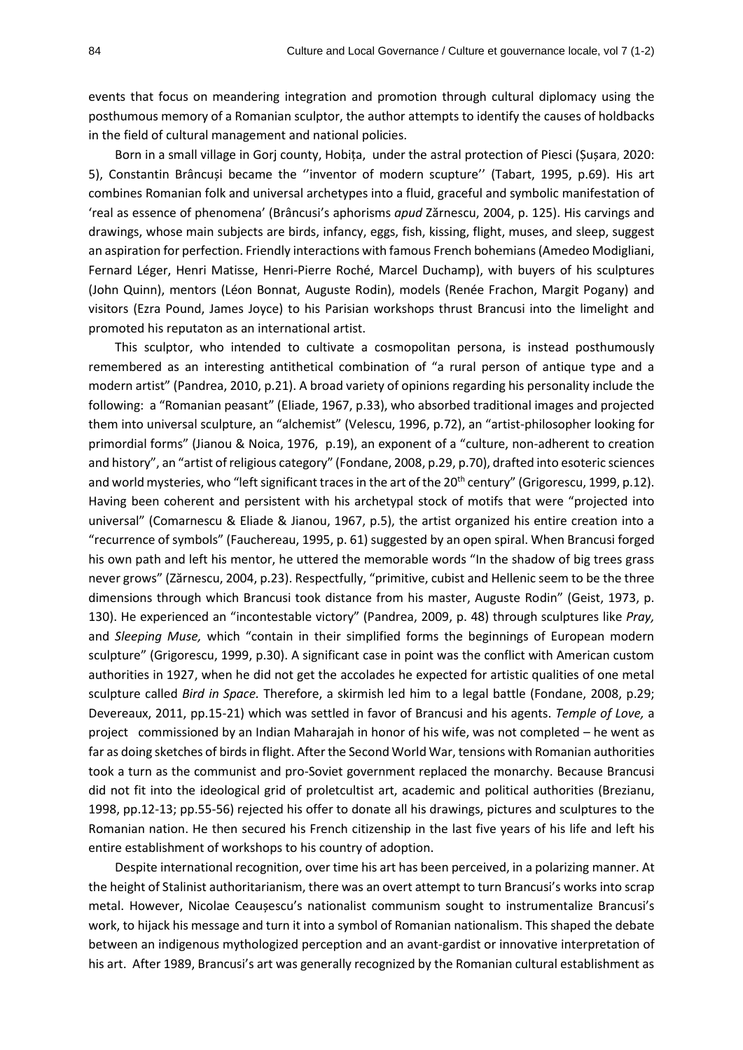events that focus on meandering integration and promotion through cultural diplomacy using the posthumous memory of a Romanian sculptor, the author attempts to identify the causes of holdbacks in the field of cultural management and national policies.

Born in a small village in Gorj county, Hobița, under the astral protection of Piesci (Șușara, 2020: 5), Constantin Brâncuși became the ''inventor of modern scupture'' (Tabart, 1995, p.69). His art combines Romanian folk and universal archetypes into a fluid, graceful and symbolic manifestation of 'real as essence of phenomena' (Brâncusi's aphorisms *apud* Zărnescu, 2004, p. 125). His carvings and drawings, whose main subjects are birds, infancy, eggs, fish, kissing, flight, muses, and sleep, suggest an aspiration for perfection. Friendly interactions with famous French bohemians (Amedeo Modigliani, Fernard Léger, Henri Matisse, Henri-Pierre Roché, Marcel Duchamp), with buyers of his sculptures (John Quinn), mentors (Léon Bonnat, Auguste Rodin), models (Renée Frachon, Margit Pogany) and visitors (Ezra Pound, James Joyce) to his Parisian workshops thrust Brancusi into the limelight and promoted his reputaton as an international artist.

This sculptor, who intended to cultivate a cosmopolitan persona, is instead posthumously remembered as an interesting antithetical combination of "a rural person of antique type and a modern artist" (Pandrea, 2010, p.21). A broad variety of opinions regarding his personality include the following: a "Romanian peasant" (Eliade, 1967, p.33), who absorbed traditional images and projected them into universal sculpture, an "alchemist" (Velescu, 1996, p.72), an "artist-philosopher looking for primordial forms" (Jianou & Noica, 1976, p.19), an exponent of a "culture, non-adherent to creation and history", an "artist of religious category" (Fondane, 2008, p.29, p.70), drafted into esoteric sciences and world mysteries, who "left significant traces in the art of the 20th century" (Grigorescu, 1999, p.12). Having been coherent and persistent with his archetypal stock of motifs that were "projected into universal" (Comarnescu & Eliade & Jianou, 1967, p.5), the artist organized his entire creation into a "recurrence of symbols" (Fauchereau, 1995, p. 61) suggested by an open spiral. When Brancusi forged his own path and left his mentor, he uttered the memorable words "In the shadow of big trees grass never grows" (Zărnescu, 2004, p.23). Respectfully, "primitive, cubist and Hellenic seem to be the three dimensions through which Brancusi took distance from his master, Auguste Rodin" (Geist, 1973, p. 130). He experienced an "incontestable victory" (Pandrea, 2009, p. 48) through sculptures like *Pray,* and *Sleeping Muse,* which "contain in their simplified forms the beginnings of European modern sculpture" (Grigorescu, 1999, p.30). A significant case in point was the conflict with American custom authorities in 1927, when he did not get the accolades he expected for artistic qualities of one metal sculpture called *Bird in Space.* Therefore, a skirmish led him to a legal battle (Fondane, 2008, p.29; Devereaux, 2011, pp.15-21) which was settled in favor of Brancusi and his agents. *Temple of Love,* a project commissioned by an Indian Maharajah in honor of his wife, was not completed – he went as far as doing sketches of birds in flight. After the Second World War, tensions with Romanian authorities took a turn as the communist and pro-Soviet government replaced the monarchy. Because Brancusi did not fit into the ideological grid of proletcultist art, academic and political authorities (Brezianu, 1998, pp.12-13; pp.55-56) rejected his offer to donate all his drawings, pictures and sculptures to the Romanian nation. He then secured his French citizenship in the last five years of his life and left his entire establishment of workshops to his country of adoption.

Despite international recognition, over time his art has been perceived, in a polarizing manner. At the height of Stalinist authoritarianism, there was an overt attempt to turn Brancusi's works into scrap metal. However, Nicolae Ceaușescu's nationalist communism sought to instrumentalize Brancusi's work, to hijack his message and turn it into a symbol of Romanian nationalism. This shaped the debate between an indigenous mythologized perception and an avant-gardist or innovative interpretation of his art. After 1989, Brancusi's art was generally recognized by the Romanian cultural establishment as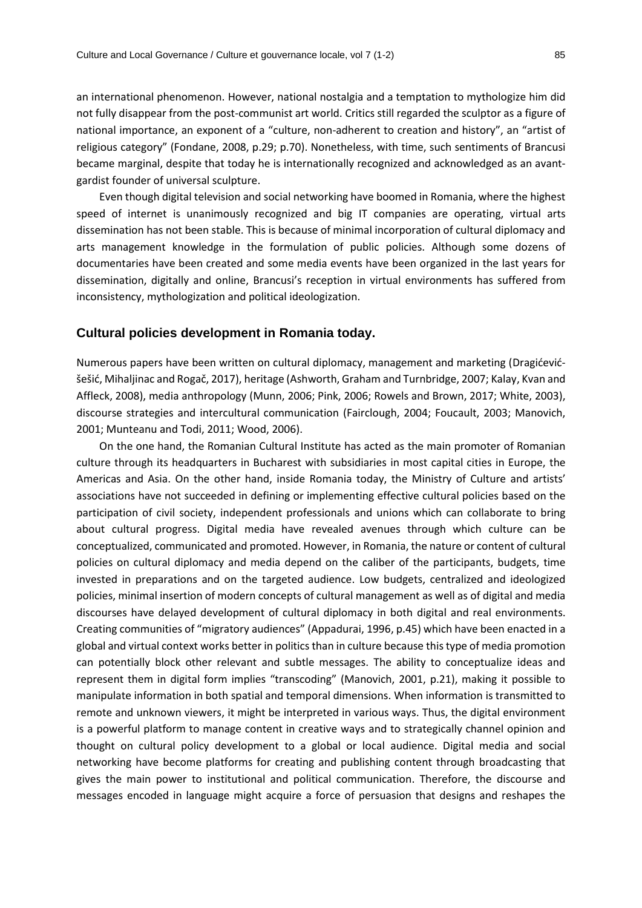an international phenomenon. However, national nostalgia and a temptation to mythologize him did not fully disappear from the post-communist art world. Critics still regarded the sculptor as a figure of national importance, an exponent of a "culture, non-adherent to creation and history", an "artist of religious category" (Fondane, 2008, p.29; p.70). Nonetheless, with time, such sentiments of Brancusi became marginal, despite that today he is internationally recognized and acknowledged as an avant-gardist founder of universal sculpture.

Even though digital television and social networking have boomed in Romania, where the highest speed of internet is unanimously recognized and big IT companies are operating, virtual arts dissemination has not been stable. This is because of minimal incorporation of cultural diplomacy and arts management knowledge in the formulation of public policies. Although some dozens of documentaries have been created and some media events have been organized in the last years for dissemination, digitally and online, Brancusi's reception in virtual environments has suffered from inconsistency, mythologization and political ideologization.

## Cultural policies development in Romania today.

Numerous papers have been written on cultural diplomacy, management and marketing (Dragićević-šešić, Mihaljinac and Rogač, 2017), heritage (Ashworth, Graham and Turnbridge, 2007; Kalay, Kvan and Affleck, 2008), media anthropology (Munn, 2006; Pink, 2006; Rowels and Brown, 2017; White, 2003), discourse strategies and intercultural communication (Fairclough, 2004; Foucault, 2003; Manovich, 2001; Munteanu and Todi, 2011; Wood, 2006).

On the one hand, the Romanian Cultural Institute has acted as the main promoter of Romanian culture through its headquarters in Bucharest with subsidiaries in most capital cities in Europe, the Americas and Asia. On the other hand, inside Romania today, the Ministry of Culture and artists' associations have not succeeded in defining or implementing effective cultural policies based on the participation of civil society, independent professionals and unions which can collaborate to bring about cultural progress. Digital media have revealed avenues through which culture can be conceptualized, communicated and promoted. However, in Romania, the nature or content of cultural policies on cultural diplomacy and media depend on the caliber of the participants, budgets, time invested in preparations and on the targeted audience. Low budgets, centralized and ideologized policies, minimal insertion of modern concepts of cultural management as well as of digital and media discourses have delayed development of cultural diplomacy in both digital and real environments. Creating communities of "migratory audiences" (Appadurai, 1996, p.45) which have been enacted in a global and virtual context works better in politics than in culture because this type of media promotion can potentially block other relevant and subtle messages. The ability to conceptualize ideas and represent them in digital form implies "transcoding" (Manovich, 2001, p.21), making it possible to manipulate information in both spatial and temporal dimensions. When information is transmitted to remote and unknown viewers, it might be interpreted in various ways. Thus, the digital environment is a powerful platform to manage content in creative ways and to strategically channel opinion and thought on cultural policy development to a global or local audience. Digital media and social networking have become platforms for creating and publishing content through broadcasting that gives the main power to institutional and political communication. Therefore, the discourse and messages encoded in language might acquire a force of persuasion that designs and reshapes the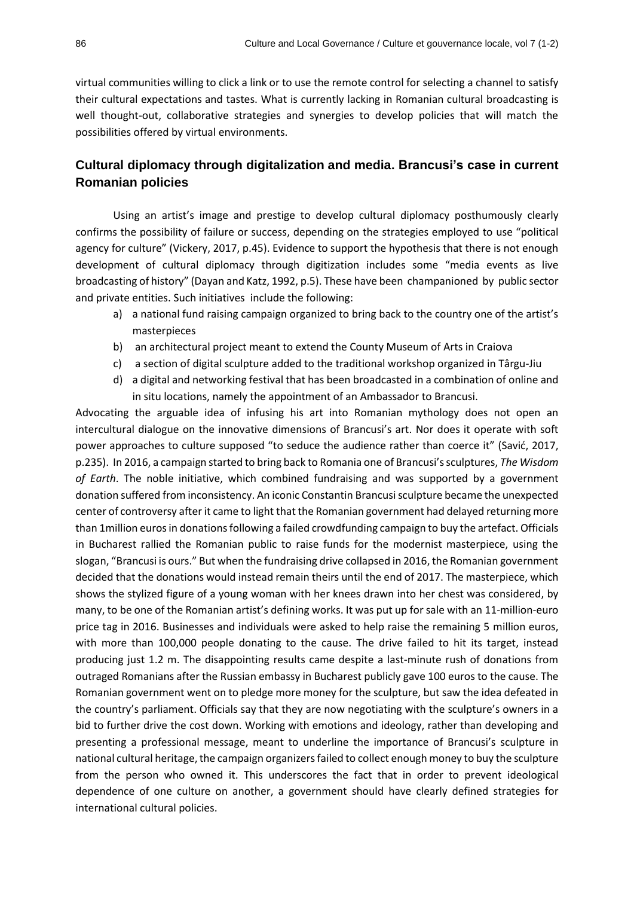virtual communities willing to click a link or to use the remote control for selecting a channel to satisfy their cultural expectations and tastes. What is currently lacking in Romanian cultural broadcasting is well thought-out, collaborative strategies and synergies to develop policies that will match the possibilities offered by virtual environments.

## Cultural diplomacy through digitalization and media. Brancusi's case in current Romanian policies

Using an artist's image and prestige to develop cultural diplomacy posthumously clearly confirms the possibility of failure or success, depending on the strategies employed to use "political agency for culture" (Vickery, 2017, p.45). Evidence to support the hypothesis that there is not enough development of cultural diplomacy through digitization includes some "media events as live broadcasting of history" (Dayan and Katz, 1992, p.5). These have been champanioned by public sector and private entities. Such initiatives include the following:

a) a national fund raising campaign organized to bring back to the country one of the artist's masterpieces
b) an architectural project meant to extend the County Museum of Arts in Craiova
c) a section of digital sculpture added to the traditional workshop organized in Târgu-Jiu
d) a digital and networking festival that has been broadcasted in a combination of online and in situ locations, namely the appointment of an Ambassador to Brancusi.

Advocating the arguable idea of infusing his art into Romanian mythology does not open an intercultural dialogue on the innovative dimensions of Brancusi's art. Nor does it operate with soft power approaches to culture supposed "to seduce the audience rather than coerce it" (Savić, 2017, p.235). In 2016, a campaign started to bring back to Romania one of Brancusi's sculptures, *The Wisdom of Earth*. The noble initiative, which combined fundraising and was supported by a government donation suffered from inconsistency. An iconic Constantin Brancusi sculpture became the unexpected center of controversy after it came to light that the Romanian government had delayed returning more than 1million euros in donations following a failed crowdfunding campaign to buy the artefact. Officials in Bucharest rallied the Romanian public to raise funds for the modernist masterpiece, using the slogan, "Brancusi is ours." But when the fundraising drive collapsed in 2016, the Romanian government decided that the donations would instead remain theirs until the end of 2017. The masterpiece, which shows the stylized figure of a young woman with her knees drawn into her chest was considered, by many, to be one of the Romanian artist's defining works. It was put up for sale with an 11-million-euro price tag in 2016. Businesses and individuals were asked to help raise the remaining 5 million euros, with more than 100,000 people donating to the cause. The drive failed to hit its target, instead producing just 1.2 m. The disappointing results came despite a last-minute rush of donations from outraged Romanians after the Russian embassy in Bucharest publicly gave 100 euros to the cause. The Romanian government went on to pledge more money for the sculpture, but saw the idea defeated in the country's parliament. Officials say that they are now negotiating with the sculpture's owners in a bid to further drive the cost down. Working with emotions and ideology, rather than developing and presenting a professional message, meant to underline the importance of Brancusi's sculpture in national cultural heritage, the campaign organizers failed to collect enough money to buy the sculpture from the person who owned it. This underscores the fact that in order to prevent ideological dependence of one culture on another, a government should have clearly defined strategies for international cultural policies.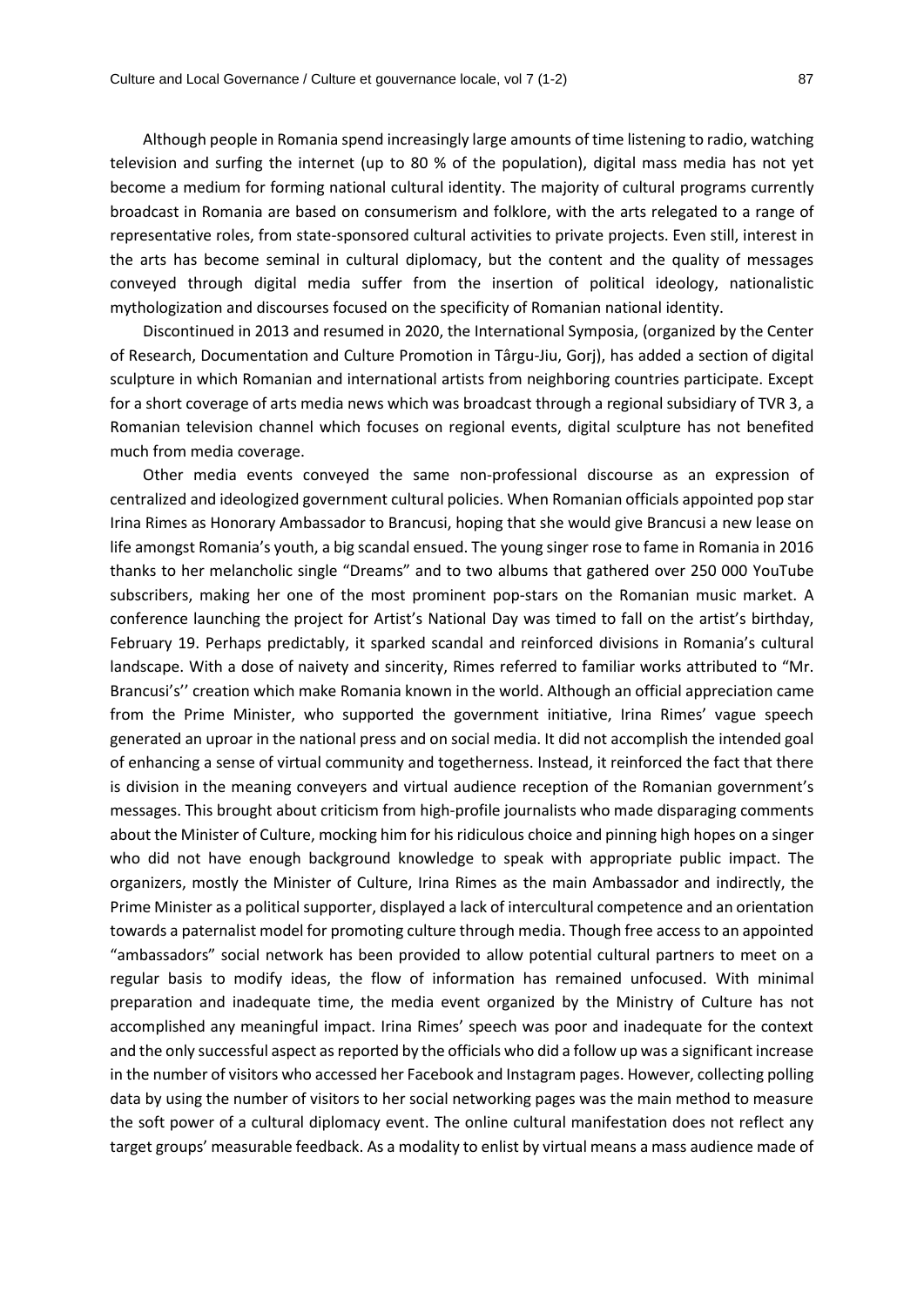Although people in Romania spend increasingly large amounts of time listening to radio, watching television and surfing the internet (up to 80 % of the population), digital mass media has not yet become a medium for forming national cultural identity. The majority of cultural programs currently broadcast in Romania are based on consumerism and folklore, with the arts relegated to a range of representative roles, from state-sponsored cultural activities to private projects. Even still, interest in the arts has become seminal in cultural diplomacy, but the content and the quality of messages conveyed through digital media suffer from the insertion of political ideology, nationalistic mythologization and discourses focused on the specificity of Romanian national identity.

Discontinued in 2013 and resumed in 2020, the International Symposia, (organized by the Center of Research, Documentation and Culture Promotion in Târgu-Jiu, Gorj), has added a section of digital sculpture in which Romanian and international artists from neighboring countries participate. Except for a short coverage of arts media news which was broadcast through a regional subsidiary of TVR 3, a Romanian television channel which focuses on regional events, digital sculpture has not benefited much from media coverage.

Other media events conveyed the same non-professional discourse as an expression of centralized and ideologized government cultural policies. When Romanian officials appointed pop star Irina Rimes as Honorary Ambassador to Brancusi, hoping that she would give Brancusi a new lease on life amongst Romania's youth, a big scandal ensued. The young singer rose to fame in Romania in 2016 thanks to her melancholic single "Dreams" and to two albums that gathered over 250 000 YouTube subscribers, making her one of the most prominent pop-stars on the Romanian music market. A conference launching the project for Artist's National Day was timed to fall on the artist's birthday, February 19. Perhaps predictably, it sparked scandal and reinforced divisions in Romania's cultural landscape. With a dose of naivety and sincerity, Rimes referred to familiar works attributed to "Mr. Brancusi's'' creation which make Romania known in the world. Although an official appreciation came from the Prime Minister, who supported the government initiative, Irina Rimes' vague speech generated an uproar in the national press and on social media. It did not accomplish the intended goal of enhancing a sense of virtual community and togetherness. Instead, it reinforced the fact that there is division in the meaning conveyers and virtual audience reception of the Romanian government's messages. This brought about criticism from high-profile journalists who made disparaging comments about the Minister of Culture, mocking him for his ridiculous choice and pinning high hopes on a singer who did not have enough background knowledge to speak with appropriate public impact. The organizers, mostly the Minister of Culture, Irina Rimes as the main Ambassador and indirectly, the Prime Minister as a political supporter, displayed a lack of intercultural competence and an orientation towards a paternalist model for promoting culture through media. Though free access to an appointed "ambassadors" social network has been provided to allow potential cultural partners to meet on a regular basis to modify ideas, the flow of information has remained unfocused. With minimal preparation and inadequate time, the media event organized by the Ministry of Culture has not accomplished any meaningful impact. Irina Rimes' speech was poor and inadequate for the context and the only successful aspect as reported by the officials who did a follow up was a significant increase in the number of visitors who accessed her Facebook and Instagram pages. However, collecting polling data by using the number of visitors to her social networking pages was the main method to measure the soft power of a cultural diplomacy event. The online cultural manifestation does not reflect any target groups' measurable feedback. As a modality to enlist by virtual means a mass audience made of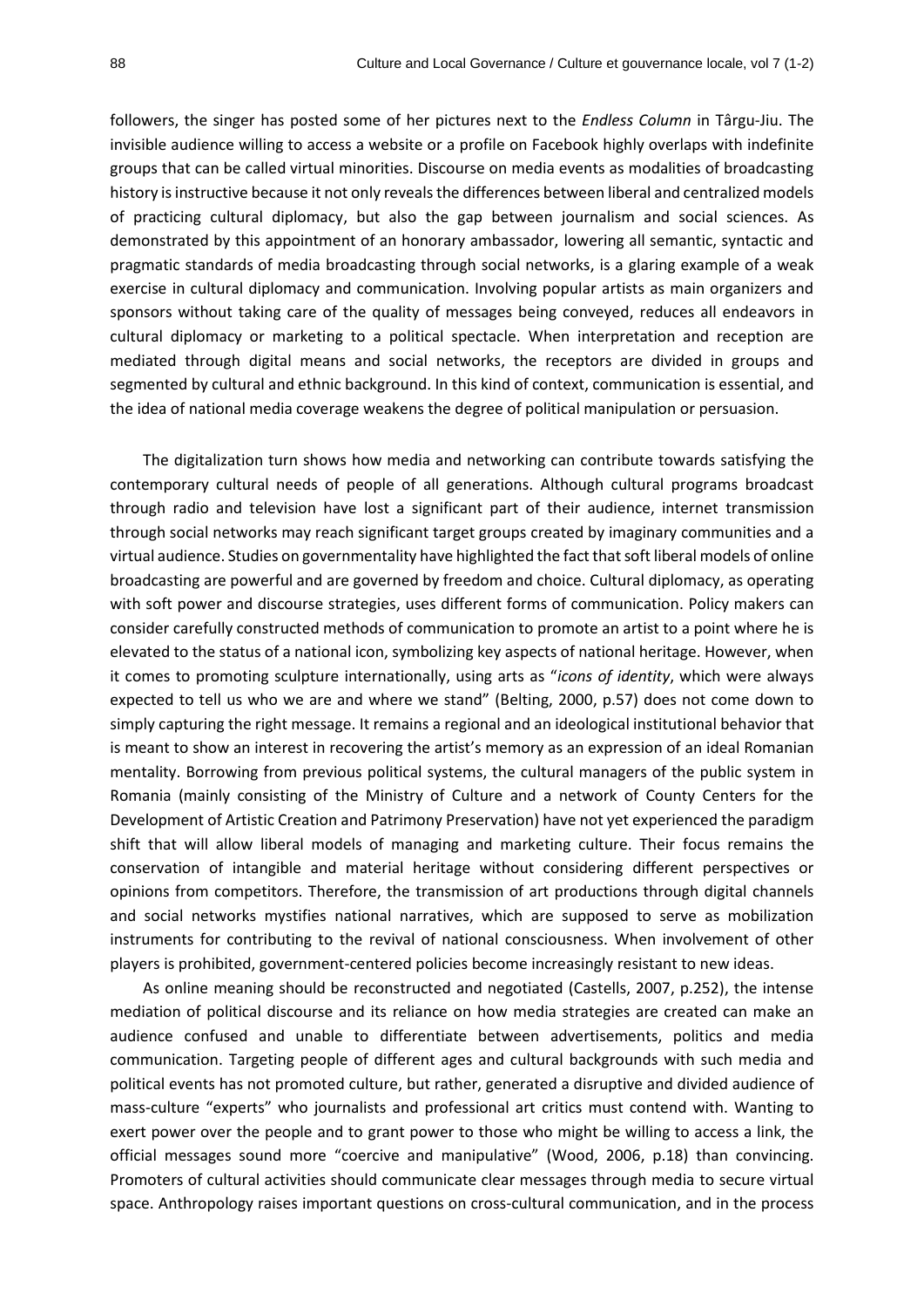followers, the singer has posted some of her pictures next to the *Endless Column* in Târgu-Jiu. The invisible audience willing to access a website or a profile on Facebook highly overlaps with indefinite groups that can be called virtual minorities. Discourse on media events as modalities of broadcasting history is instructive because it not only reveals the differences between liberal and centralized models of practicing cultural diplomacy, but also the gap between journalism and social sciences. As demonstrated by this appointment of an honorary ambassador, lowering all semantic, syntactic and pragmatic standards of media broadcasting through social networks, is a glaring example of a weak exercise in cultural diplomacy and communication. Involving popular artists as main organizers and sponsors without taking care of the quality of messages being conveyed, reduces all endeavors in cultural diplomacy or marketing to a political spectacle. When interpretation and reception are mediated through digital means and social networks, the receptors are divided in groups and segmented by cultural and ethnic background. In this kind of context, communication is essential, and the idea of national media coverage weakens the degree of political manipulation or persuasion.

The digitalization turn shows how media and networking can contribute towards satisfying the contemporary cultural needs of people of all generations. Although cultural programs broadcast through radio and television have lost a significant part of their audience, internet transmission through social networks may reach significant target groups created by imaginary communities and a virtual audience. Studies on governmentality have highlighted the fact that soft liberal models of online broadcasting are powerful and are governed by freedom and choice. Cultural diplomacy, as operating with soft power and discourse strategies, uses different forms of communication. Policy makers can consider carefully constructed methods of communication to promote an artist to a point where he is elevated to the status of a national icon, symbolizing key aspects of national heritage. However, when it comes to promoting sculpture internationally, using arts as "*icons of identity*, which were always expected to tell us who we are and where we stand" (Belting, 2000, p.57) does not come down to simply capturing the right message. It remains a regional and an ideological institutional behavior that is meant to show an interest in recovering the artist's memory as an expression of an ideal Romanian mentality. Borrowing from previous political systems, the cultural managers of the public system in Romania (mainly consisting of the Ministry of Culture and a network of County Centers for the Development of Artistic Creation and Patrimony Preservation) have not yet experienced the paradigm shift that will allow liberal models of managing and marketing culture. Their focus remains the conservation of intangible and material heritage without considering different perspectives or opinions from competitors. Therefore, the transmission of art productions through digital channels and social networks mystifies national narratives, which are supposed to serve as mobilization instruments for contributing to the revival of national consciousness. When involvement of other players is prohibited, government-centered policies become increasingly resistant to new ideas.

As online meaning should be reconstructed and negotiated (Castells, 2007, p.252), the intense mediation of political discourse and its reliance on how media strategies are created can make an audience confused and unable to differentiate between advertisements, politics and media communication. Targeting people of different ages and cultural backgrounds with such media and political events has not promoted culture, but rather, generated a disruptive and divided audience of mass-culture "experts" who journalists and professional art critics must contend with. Wanting to exert power over the people and to grant power to those who might be willing to access a link, the official messages sound more "coercive and manipulative" (Wood, 2006, p.18) than convincing. Promoters of cultural activities should communicate clear messages through media to secure virtual space. Anthropology raises important questions on cross-cultural communication, and in the process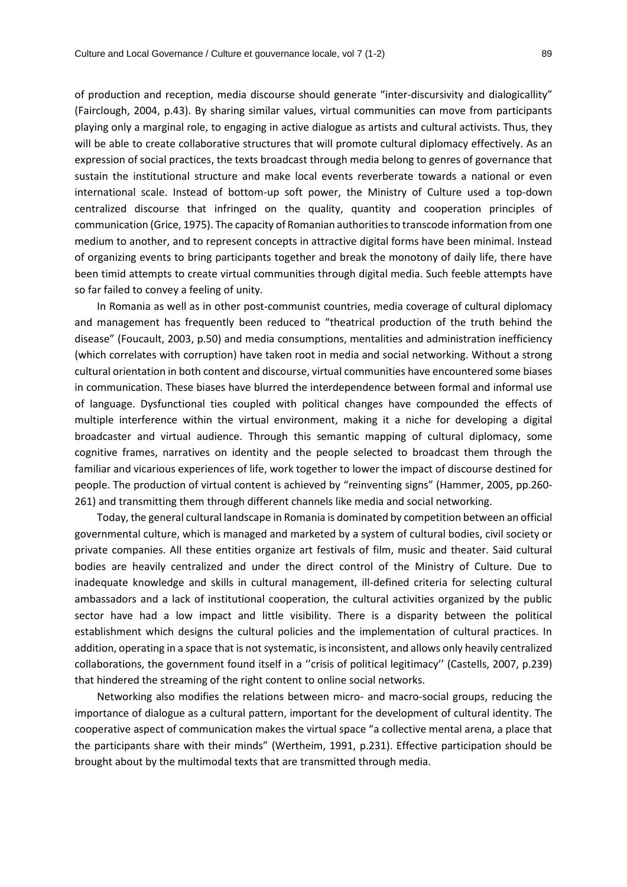of production and reception, media discourse should generate "inter-discursivity and dialogicallity" (Fairclough, 2004, p.43). By sharing similar values, virtual communities can move from participants playing only a marginal role, to engaging in active dialogue as artists and cultural activists. Thus, they will be able to create collaborative structures that will promote cultural diplomacy effectively. As an expression of social practices, the texts broadcast through media belong to genres of governance that sustain the institutional structure and make local events reverberate towards a national or even international scale. Instead of bottom-up soft power, the Ministry of Culture used a top-down centralized discourse that infringed on the quality, quantity and cooperation principles of communication (Grice, 1975). The capacity of Romanian authorities to transcode information from one medium to another, and to represent concepts in attractive digital forms have been minimal. Instead of organizing events to bring participants together and break the monotony of daily life, there have been timid attempts to create virtual communities through digital media. Such feeble attempts have so far failed to convey a feeling of unity.

In Romania as well as in other post-communist countries, media coverage of cultural diplomacy and management has frequently been reduced to "theatrical production of the truth behind the disease" (Foucault, 2003, p.50) and media consumptions, mentalities and administration inefficiency (which correlates with corruption) have taken root in media and social networking. Without a strong cultural orientation in both content and discourse, virtual communities have encountered some biases in communication. These biases have blurred the interdependence between formal and informal use of language. Dysfunctional ties coupled with political changes have compounded the effects of multiple interference within the virtual environment, making it a niche for developing a digital broadcaster and virtual audience. Through this semantic mapping of cultural diplomacy, some cognitive frames, narratives on identity and the people selected to broadcast them through the familiar and vicarious experiences of life, work together to lower the impact of discourse destined for people. The production of virtual content is achieved by "reinventing signs" (Hammer, 2005, pp.260-261) and transmitting them through different channels like media and social networking.

Today, the general cultural landscape in Romania is dominated by competition between an official governmental culture, which is managed and marketed by a system of cultural bodies, civil society or private companies. All these entities organize art festivals of film, music and theater. Said cultural bodies are heavily centralized and under the direct control of the Ministry of Culture. Due to inadequate knowledge and skills in cultural management, ill-defined criteria for selecting cultural ambassadors and a lack of institutional cooperation, the cultural activities organized by the public sector have had a low impact and little visibility. There is a disparity between the political establishment which designs the cultural policies and the implementation of cultural practices. In addition, operating in a space that is not systematic, is inconsistent, and allows only heavily centralized collaborations, the government found itself in a ''crisis of political legitimacy'' (Castells, 2007, p.239) that hindered the streaming of the right content to online social networks.

Networking also modifies the relations between micro- and macro-social groups, reducing the importance of dialogue as a cultural pattern, important for the development of cultural identity. The cooperative aspect of communication makes the virtual space "a collective mental arena, a place that the participants share with their minds" (Wertheim, 1991, p.231). Effective participation should be brought about by the multimodal texts that are transmitted through media.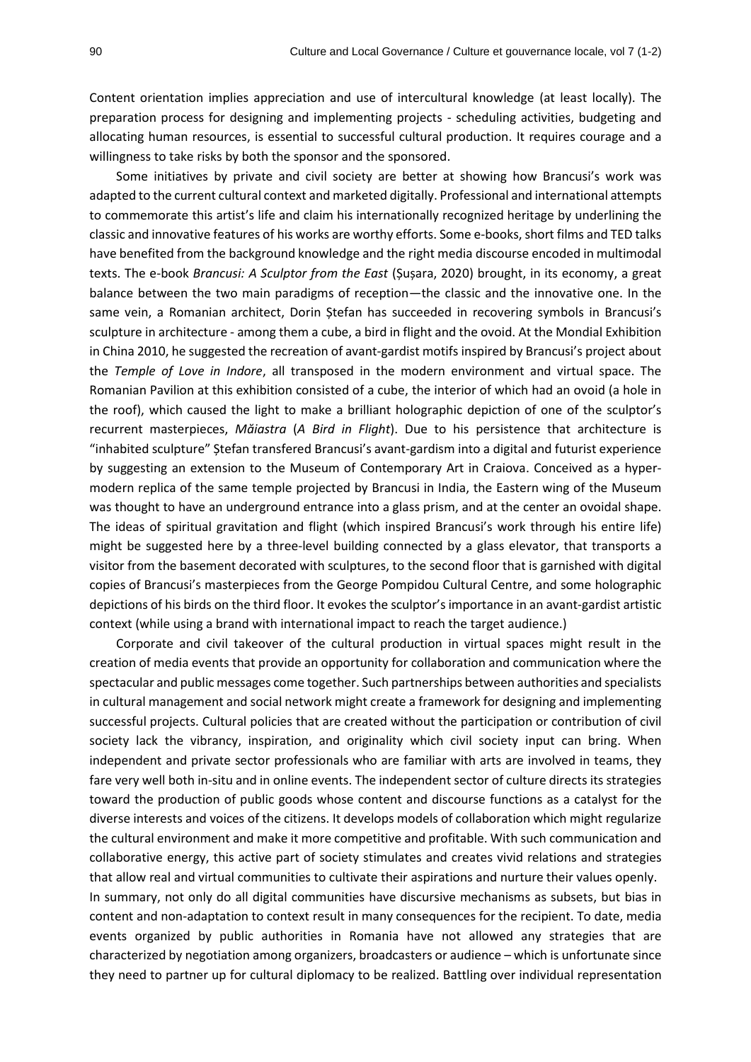Content orientation implies appreciation and use of intercultural knowledge (at least locally). The preparation process for designing and implementing projects - scheduling activities, budgeting and allocating human resources, is essential to successful cultural production. It requires courage and a willingness to take risks by both the sponsor and the sponsored.

Some initiatives by private and civil society are better at showing how Brancusi's work was adapted to the current cultural context and marketed digitally. Professional and international attempts to commemorate this artist's life and claim his internationally recognized heritage by underlining the classic and innovative features of his works are worthy efforts. Some e-books, short films and TED talks have benefited from the background knowledge and the right media discourse encoded in multimodal texts. The e-book *Brancusi: A Sculptor from the East* (Șușara, 2020) brought, in its economy, a great balance between the two main paradigms of reception—the classic and the innovative one. In the same vein, a Romanian architect, Dorin Ștefan has succeeded in recovering symbols in Brancusi's sculpture in architecture - among them a cube, a bird in flight and the ovoid. At the Mondial Exhibition in China 2010, he suggested the recreation of avant-gardist motifs inspired by Brancusi's project about the *Temple of Love in Indore*, all transposed in the modern environment and virtual space. The Romanian Pavilion at this exhibition consisted of a cube, the interior of which had an ovoid (a hole in the roof), which caused the light to make a brilliant holographic depiction of one of the sculptor's recurrent masterpieces, *Măiastra* (*A Bird in Flight*). Due to his persistence that architecture is "inhabited sculpture" Ștefan transfered Brancusi's avant-gardism into a digital and futurist experience by suggesting an extension to the Museum of Contemporary Art in Craiova. Conceived as a hyper-modern replica of the same temple projected by Brancusi in India, the Eastern wing of the Museum was thought to have an underground entrance into a glass prism, and at the center an ovoidal shape. The ideas of spiritual gravitation and flight (which inspired Brancusi's work through his entire life) might be suggested here by a three-level building connected by a glass elevator, that transports a visitor from the basement decorated with sculptures, to the second floor that is garnished with digital copies of Brancusi's masterpieces from the George Pompidou Cultural Centre, and some holographic depictions of his birds on the third floor. It evokes the sculptor's importance in an avant-gardist artistic context (while using a brand with international impact to reach the target audience.)

Corporate and civil takeover of the cultural production in virtual spaces might result in the creation of media events that provide an opportunity for collaboration and communication where the spectacular and public messages come together. Such partnerships between authorities and specialists in cultural management and social network might create a framework for designing and implementing successful projects. Cultural policies that are created without the participation or contribution of civil society lack the vibrancy, inspiration, and originality which civil society input can bring. When independent and private sector professionals who are familiar with arts are involved in teams, they fare very well both in-situ and in online events. The independent sector of culture directs its strategies toward the production of public goods whose content and discourse functions as a catalyst for the diverse interests and voices of the citizens. It develops models of collaboration which might regularize the cultural environment and make it more competitive and profitable. With such communication and collaborative energy, this active part of society stimulates and creates vivid relations and strategies that allow real and virtual communities to cultivate their aspirations and nurture their values openly.

In summary, not only do all digital communities have discursive mechanisms as subsets, but bias in content and non-adaptation to context result in many consequences for the recipient. To date, media events organized by public authorities in Romania have not allowed any strategies that are characterized by negotiation among organizers, broadcasters or audience – which is unfortunate since they need to partner up for cultural diplomacy to be realized. Battling over individual representation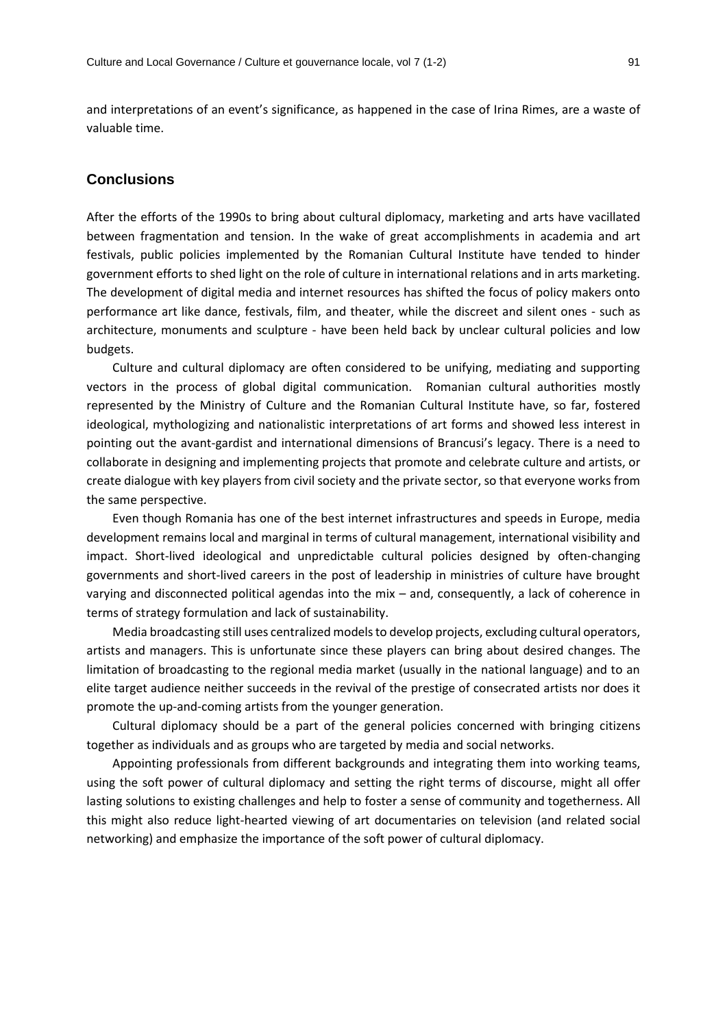and interpretations of an event's significance, as happened in the case of Irina Rimes, are a waste of valuable time.

## Conclusions

After the efforts of the 1990s to bring about cultural diplomacy, marketing and arts have vacillated between fragmentation and tension. In the wake of great accomplishments in academia and art festivals, public policies implemented by the Romanian Cultural Institute have tended to hinder government efforts to shed light on the role of culture in international relations and in arts marketing. The development of digital media and internet resources has shifted the focus of policy makers onto performance art like dance, festivals, film, and theater, while the discreet and silent ones - such as architecture, monuments and sculpture - have been held back by unclear cultural policies and low budgets.

Culture and cultural diplomacy are often considered to be unifying, mediating and supporting vectors in the process of global digital communication. Romanian cultural authorities mostly represented by the Ministry of Culture and the Romanian Cultural Institute have, so far, fostered ideological, mythologizing and nationalistic interpretations of art forms and showed less interest in pointing out the avant-gardist and international dimensions of Brancusi's legacy. There is a need to collaborate in designing and implementing projects that promote and celebrate culture and artists, or create dialogue with key players from civil society and the private sector, so that everyone works from the same perspective.

Even though Romania has one of the best internet infrastructures and speeds in Europe, media development remains local and marginal in terms of cultural management, international visibility and impact. Short-lived ideological and unpredictable cultural policies designed by often-changing governments and short-lived careers in the post of leadership in ministries of culture have brought varying and disconnected political agendas into the mix – and, consequently, a lack of coherence in terms of strategy formulation and lack of sustainability.

Media broadcasting still uses centralized models to develop projects, excluding cultural operators, artists and managers. This is unfortunate since these players can bring about desired changes. The limitation of broadcasting to the regional media market (usually in the national language) and to an elite target audience neither succeeds in the revival of the prestige of consecrated artists nor does it promote the up-and-coming artists from the younger generation.

Cultural diplomacy should be a part of the general policies concerned with bringing citizens together as individuals and as groups who are targeted by media and social networks.

Appointing professionals from different backgrounds and integrating them into working teams, using the soft power of cultural diplomacy and setting the right terms of discourse, might all offer lasting solutions to existing challenges and help to foster a sense of community and togetherness. All this might also reduce light-hearted viewing of art documentaries on television (and related social networking) and emphasize the importance of the soft power of cultural diplomacy.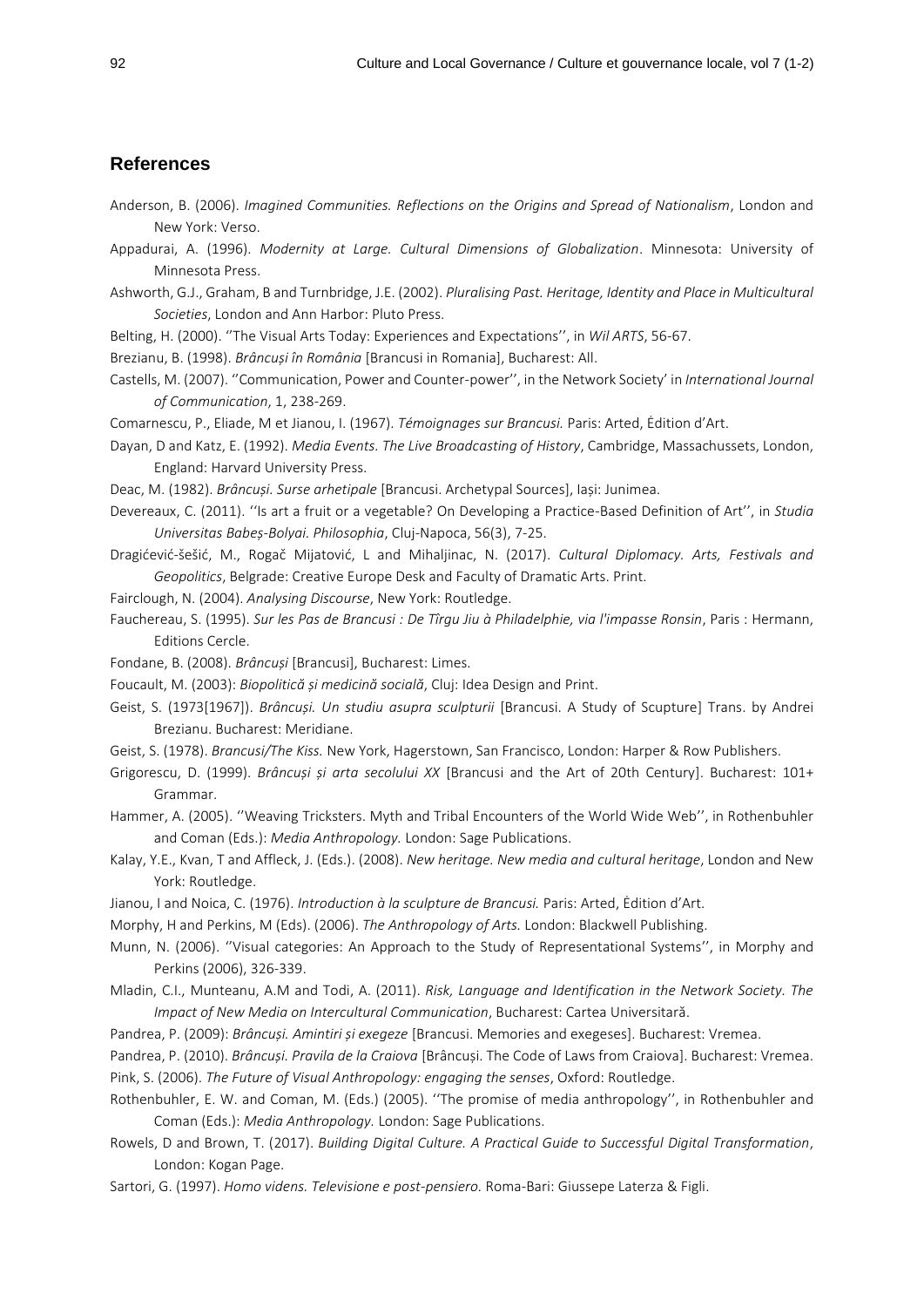## References

Anderson, B. (2006). *Imagined Communities. Reflections on the Origins and Spread of Nationalism*, London and New York: Verso.

Appadurai, A. (1996). *Modernity at Large. Cultural Dimensions of Globalization*. Minnesota: University of Minnesota Press.

Ashworth, G.J., Graham, B and Turnbridge, J.E. (2002). *Pluralising Past. Heritage, Identity and Place in Multicultural Societies*, London and Ann Harbor: Pluto Press.

Belting, H. (2000). ''The Visual Arts Today: Experiences and Expectations'', in *Wil ARTS*, 56-67.

Brezianu, B. (1998). *Brâncuși în România* [Brancusi in Romania], Bucharest: All.

Castells, M. (2007). ''Communication, Power and Counter-power'', in the Network Society' in *International Journal of Communication*, 1, 238-269.

Comarnescu, P., Eliade, M et Jianou, I. (1967). *Témoignages sur Brancusi.* Paris: Arted, Ėdition d'Art.

Dayan, D and Katz, E. (1992). *Media Events. The Live Broadcasting of History*, Cambridge, Massachussets, London, England: Harvard University Press.

Deac, M. (1982). *Brâncuși. Surse arhetipale* [Brancusi. Archetypal Sources], Iași: Junimea.

Devereaux, C. (2011). ''Is art a fruit or a vegetable? On Developing a Practice-Based Definition of Art'', in *Studia Universitas Babeș-Bolyai. Philosophia*, Cluj-Napoca, 56(3), 7-25.

Dragićević-šešić, M., Rogač Mijatović, L and Mihaljinac, N. (2017). *Cultural Diplomacy. Arts, Festivals and Geopolitics*, Belgrade: Creative Europe Desk and Faculty of Dramatic Arts. Print.

Fairclough, N. (2004). *Analysing Discourse*, New York: Routledge.

Fauchereau, S. (1995). *Sur les Pas de Brancusi : De Tîrgu Jiu à Philadelphie, via l'impasse Ronsin*, Paris : Hermann, Editions Cercle.

Fondane, B. (2008). *Brâncuși* [Brancusi], Bucharest: Limes.

Foucault, M. (2003): *Biopolitică și medicină socială*, Cluj: Idea Design and Print.

Geist, S. (1973[1967]). *Brâncuși. Un studiu asupra sculpturii* [Brancusi. A Study of Scupture] Trans. by Andrei Brezianu. Bucharest: Meridiane.

Geist, S. (1978). *Brancusi/The Kiss.* New York, Hagerstown, San Francisco, London: Harper & Row Publishers.

Grigorescu, D. (1999). *Brâncuși și arta secolului XX* [Brancusi and the Art of 20th Century]. Bucharest: 101+ Grammar.

Hammer, A. (2005). ''Weaving Tricksters. Myth and Tribal Encounters of the World Wide Web'', in Rothenbuhler and Coman (Eds.): *Media Anthropology.* London: Sage Publications.

Kalay, Y.E., Kvan, T and Affleck, J. (Eds.). (2008). *New heritage. New media and cultural heritage*, London and New York: Routledge.

Jianou, I and Noica, C. (1976). *Introduction à la sculpture de Brancusi.* Paris: Arted, Ėdition d'Art.

Morphy, H and Perkins, M (Eds). (2006). *The Anthropology of Arts.* London: Blackwell Publishing.

Munn, N. (2006). ''Visual categories: An Approach to the Study of Representational Systems'', in Morphy and Perkins (2006), 326-339.

Mladin, C.I., Munteanu, A.M and Todi, A. (2011). *Risk, Language and Identification in the Network Society. The Impact of New Media on Intercultural Communication*, Bucharest: Cartea Universitară.

Pandrea, P. (2009): *Brâncuși. Amintiri și exegeze* [Brancusi. Memories and exegeses]. Bucharest: Vremea.

Pandrea, P. (2010). *Brâncuși. Pravila de la Craiova* [Brâncuși. The Code of Laws from Craiova]. Bucharest: Vremea.

Pink, S. (2006). *The Future of Visual Anthropology: engaging the senses*, Oxford: Routledge.

Rothenbuhler, E. W. and Coman, M. (Eds.) (2005). ''The promise of media anthropology'', in Rothenbuhler and Coman (Eds.): *Media Anthropology.* London: Sage Publications.

Rowels, D and Brown, T. (2017). *Building Digital Culture. A Practical Guide to Successful Digital Transformation*, London: Kogan Page.

Sartori, G. (1997). *Homo videns. Televisione e post-pensiero.* Roma-Bari: Giussepe Laterza & Figli.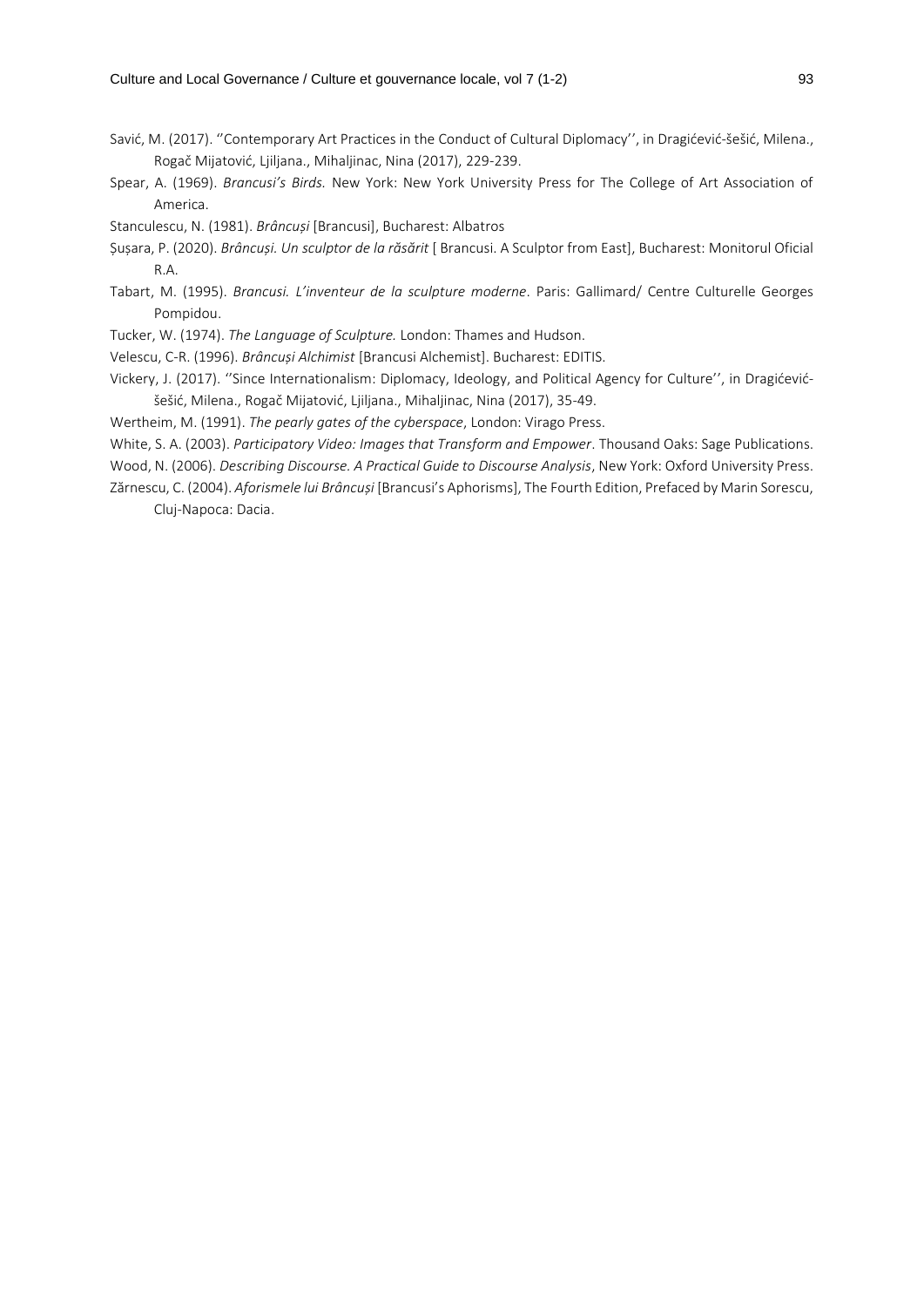Savić, M. (2017). ''Contemporary Art Practices in the Conduct of Cultural Diplomacy'', in Dragićević-šešić, Milena., Rogač Mijatović, Ljiljana., Mihaljinac, Nina (2017), 229-239.

Spear, A. (1969). *Brancusi's Birds.* New York: New York University Press for The College of Art Association of America.

Stanculescu, N. (1981). *Brâncuși* [Brancusi], Bucharest: Albatros

Șușara, P. (2020). *Brâncuși. Un sculptor de la răsărit* [ Brancusi. A Sculptor from East], Bucharest: Monitorul Oficial R.A.

Tabart, M. (1995). *Brancusi. L'inventeur de la sculpture moderne*. Paris: Gallimard/ Centre Culturelle Georges Pompidou.

Tucker, W. (1974). *The Language of Sculpture.* London: Thames and Hudson.

Velescu, C-R. (1996). *Brâncuși Alchimist* [Brancusi Alchemist]. Bucharest: EDITIS.

Vickery, J. (2017). ''Since Internationalism: Diplomacy, Ideology, and Political Agency for Culture'', in Dragićević-šešić, Milena., Rogač Mijatović, Ljiljana., Mihaljinac, Nina (2017), 35-49.

Wertheim, M. (1991). *The pearly gates of the cyberspace*, London: Virago Press.

White, S. A. (2003). *Participatory Video: Images that Transform and Empower*. Thousand Oaks: Sage Publications.

Wood, N. (2006). *Describing Discourse. A Practical Guide to Discourse Analysis*, New York: Oxford University Press.

Zărnescu, C. (2004). *Aforismele lui Brâncuși* [Brancusi's Aphorisms], The Fourth Edition, Prefaced by Marin Sorescu, Cluj-Napoca: Dacia.